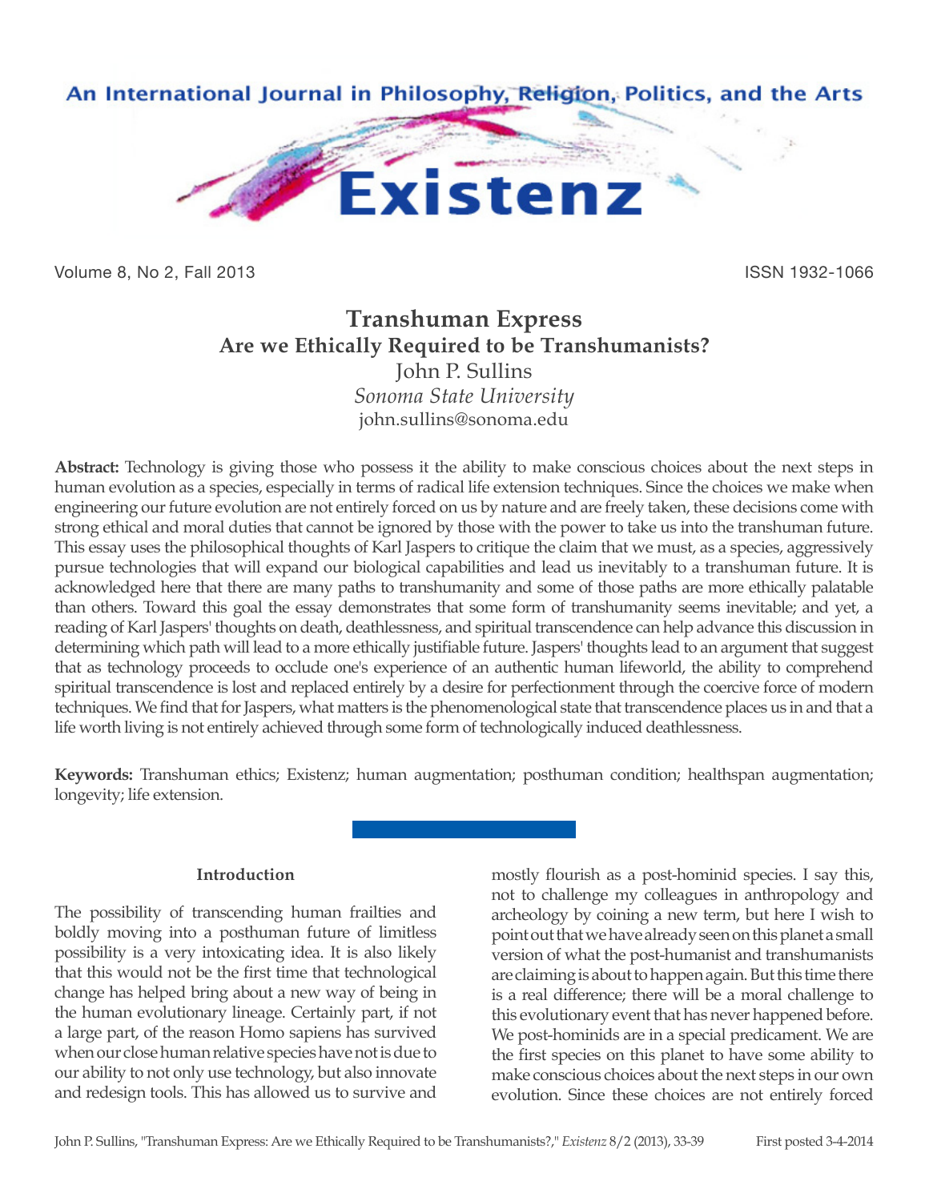# Transhuman Express
## Are we Ethically Required to be Transhumanists?

John P. Sullins
*Sonoma State University*
john.sullins@sonoma.edu

**Abstract:** Technology is giving those who possess it the ability to make conscious choices about the next steps in human evolution as a species, especially in terms of radical life extension techniques. Since the choices we make when engineering our future evolution are not entirely forced on us by nature and are freely taken, these decisions come with strong ethical and moral duties that cannot be ignored by those with the power to take us into the transhuman future. This essay uses the philosophical thoughts of Karl Jaspers to critique the claim that we must, as a species, aggressively pursue technologies that will expand our biological capabilities and lead us inevitably to a transhuman future. It is acknowledged here that there are many paths to transhumanity and some of those paths are more ethically palatable than others. Toward this goal the essay demonstrates that some form of transhumanity seems inevitable; and yet, a reading of Karl Jaspers' thoughts on death, deathlessness, and spiritual transcendence can help advance this discussion in determining which path will lead to a more ethically justifiable future. Jaspers' thoughts lead to an argument that suggest that as technology proceeds to occlude one's experience of an authentic human lifeworld, the ability to comprehend spiritual transcendence is lost and replaced entirely by a desire for perfectionment through the coercive force of modern techniques. We find that for Jaspers, what matters is the phenomenological state that transcendence places us in and that a life worth living is not entirely achieved through some form of technologically induced deathlessness.

**Keywords:** Transhuman ethics; Existenz; human augmentation; posthuman condition; healthspan augmentation; longevity; life extension.

### Introduction

The possibility of transcending human frailties and boldly moving into a posthuman future of limitless possibility is a very intoxicating idea. It is also likely that this would not be the first time that technological change has helped bring about a new way of being in the human evolutionary lineage. Certainly part, if not a large part, of the reason Homo sapiens has survived when our close human relative species have not is due to our ability to not only use technology, but also innovate and redesign tools. This has allowed us to survive and mostly flourish as a post-hominid species. I say this, not to challenge my colleagues in anthropology and archeology by coining a new term, but here I wish to point out that we have already seen on this planet a small version of what the post-humanist and transhumanists are claiming is about to happen again. But this time there is a real difference; there will be a moral challenge to this evolutionary event that has never happened before. We post-hominids are in a special predicament. We are the first species on this planet to have some ability to make conscious choices about the next steps in our own evolution. Since these choices are not entirely forced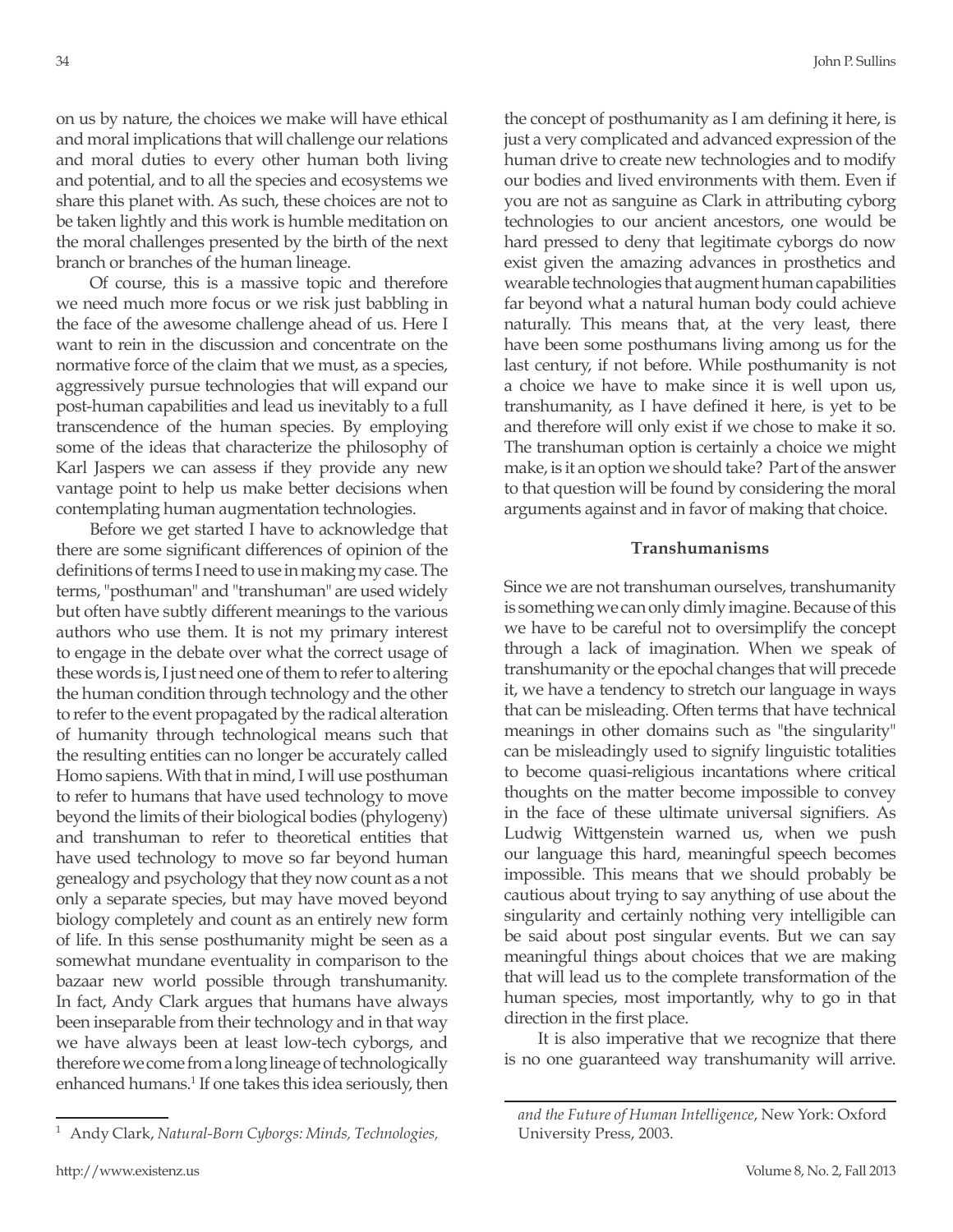on us by nature, the choices we make will have ethical and moral implications that will challenge our relations and moral duties to every other human both living and potential, and to all the species and ecosystems we share this planet with. As such, these choices are not to be taken lightly and this work is humble meditation on the moral challenges presented by the birth of the next branch or branches of the human lineage.

Of course, this is a massive topic and therefore we need much more focus or we risk just babbling in the face of the awesome challenge ahead of us. Here I want to rein in the discussion and concentrate on the normative force of the claim that we must, as a species, aggressively pursue technologies that will expand our post-human capabilities and lead us inevitably to a full transcendence of the human species. By employing some of the ideas that characterize the philosophy of Karl Jaspers we can assess if they provide any new vantage point to help us make better decisions when contemplating human augmentation technologies.

Before we get started I have to acknowledge that there are some significant differences of opinion of the definitions of terms I need to use in making my case. The terms, "posthuman" and "transhuman" are used widely but often have subtly different meanings to the various authors who use them. It is not my primary interest to engage in the debate over what the correct usage of these words is, I just need one of them to refer to altering the human condition through technology and the other to refer to the event propagated by the radical alteration of humanity through technological means such that the resulting entities can no longer be accurately called Homo sapiens. With that in mind, I will use posthuman to refer to humans that have used technology to move beyond the limits of their biological bodies (phylogeny) and transhuman to refer to theoretical entities that have used technology to move so far beyond human genealogy and psychology that they now count as a not only a separate species, but may have moved beyond biology completely and count as an entirely new form of life. In this sense posthumanity might be seen as a somewhat mundane eventuality in comparison to the bazaar new world possible through transhumanity. In fact, Andy Clark argues that humans have always been inseparable from their technology and in that way we have always been at least low-tech cyborgs, and therefore we come from a long lineage of technologically enhanced humans.[1] If one takes this idea seriously, then the concept of posthumanity as I am defining it here, is just a very complicated and advanced expression of the human drive to create new technologies and to modify our bodies and lived environments with them. Even if you are not as sanguine as Clark in attributing cyborg technologies to our ancient ancestors, one would be hard pressed to deny that legitimate cyborgs do now exist given the amazing advances in prosthetics and wearable technologies that augment human capabilities far beyond what a natural human body could achieve naturally. This means that, at the very least, there have been some posthumans living among us for the last century, if not before. While posthumanity is not a choice we have to make since it is well upon us, transhumanity, as I have defined it here, is yet to be and therefore will only exist if we chose to make it so. The transhuman option is certainly a choice we might make, is it an option we should take? Part of the answer to that question will be found by considering the moral arguments against and in favor of making that choice.

### Transhumanisms

Since we are not transhuman ourselves, transhumanity is something we can only dimly imagine. Because of this we have to be careful not to oversimplify the concept through a lack of imagination. When we speak of transhumanity or the epochal changes that will precede it, we have a tendency to stretch our language in ways that can be misleading. Often terms that have technical meanings in other domains such as "the singularity" can be misleadingly used to signify linguistic totalities to become quasi-religious incantations where critical thoughts on the matter become impossible to convey in the face of these ultimate universal signifiers. As Ludwig Wittgenstein warned us, when we push our language this hard, meaningful speech becomes impossible. This means that we should probably be cautious about trying to say anything of use about the singularity and certainly nothing very intelligible can be said about post singular events. But we can say meaningful things about choices that we are making that will lead us to the complete transformation of the human species, most importantly, why to go in that direction in the first place.

It is also imperative that we recognize that there is no one guaranteed way transhumanity will arrive.

---

[1] Andy Clark, *Natural-Born Cyborgs: Minds, Technologies, and the Future of Human Intelligence*, New York: Oxford University Press, 2003.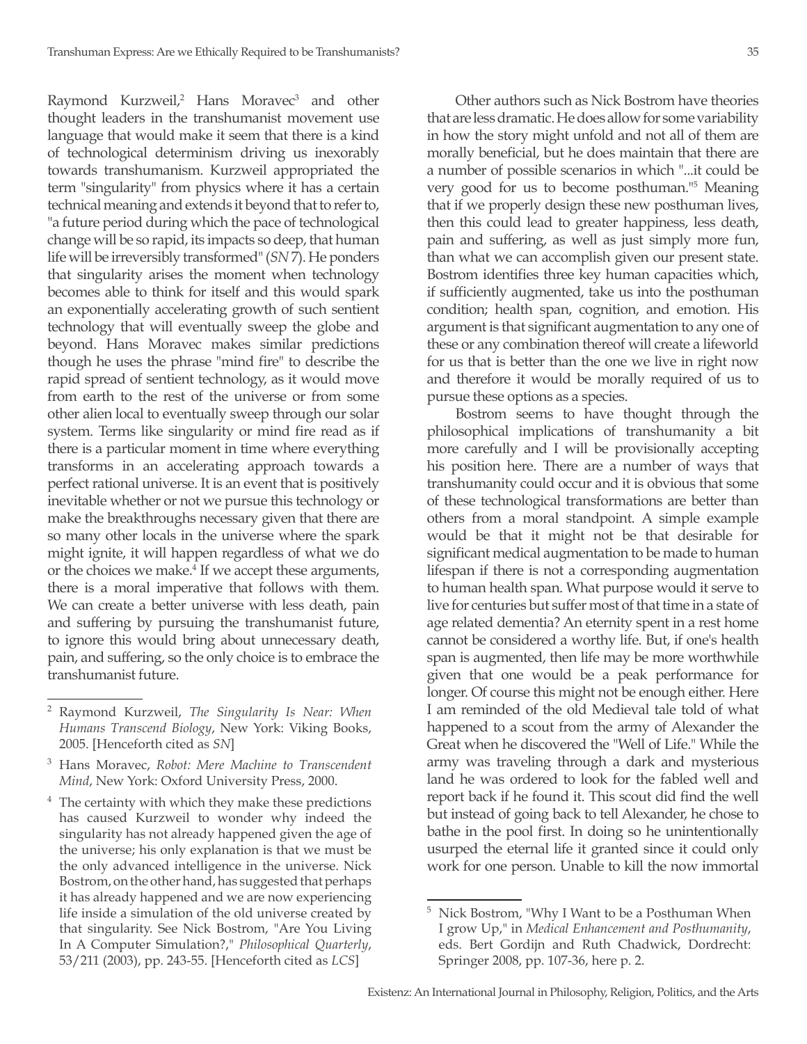Raymond Kurzweil,[2] Hans Moravec[3] and other thought leaders in the transhumanist movement use language that would make it seem that there is a kind of technological determinism driving us inexorably towards transhumanism. Kurzweil appropriated the term "singularity" from physics where it has a certain technical meaning and extends it beyond that to refer to, "a future period during which the pace of technological change will be so rapid, its impacts so deep, that human life will be irreversibly transformed" (*SN* 7). He ponders that singularity arises the moment when technology becomes able to think for itself and this would spark an exponentially accelerating growth of such sentient technology that will eventually sweep the globe and beyond. Hans Moravec makes similar predictions though he uses the phrase "mind fire" to describe the rapid spread of sentient technology, as it would move from earth to the rest of the universe or from some other alien local to eventually sweep through our solar system. Terms like singularity or mind fire read as if there is a particular moment in time where everything transforms in an accelerating approach towards a perfect rational universe. It is an event that is positively inevitable whether or not we pursue this technology or make the breakthroughs necessary given that there are so many other locals in the universe where the spark might ignite, it will happen regardless of what we do or the choices we make.[4] If we accept these arguments, there is a moral imperative that follows with them. We can create a better universe with less death, pain and suffering by pursuing the transhumanist future, to ignore this would bring about unnecessary death, pain, and suffering, so the only choice is to embrace the transhumanist future.

Other authors such as Nick Bostrom have theories that are less dramatic. He does allow for some variability in how the story might unfold and not all of them are morally beneficial, but he does maintain that there are a number of possible scenarios in which "...it could be very good for us to become posthuman."[5] Meaning that if we properly design these new posthuman lives, then this could lead to greater happiness, less death, pain and suffering, as well as just simply more fun, than what we can accomplish given our present state. Bostrom identifies three key human capacities which, if sufficiently augmented, take us into the posthuman condition; health span, cognition, and emotion. His argument is that significant augmentation to any one of these or any combination thereof will create a lifeworld for us that is better than the one we live in right now and therefore it would be morally required of us to pursue these options as a species.

Bostrom seems to have thought through the philosophical implications of transhumanity a bit more carefully and I will be provisionally accepting his position here. There are a number of ways that transhumanity could occur and it is obvious that some of these technological transformations are better than others from a moral standpoint. A simple example would be that it might not be that desirable for significant medical augmentation to be made to human lifespan if there is not a corresponding augmentation to human health span. What purpose would it serve to live for centuries but suffer most of that time in a state of age related dementia? An eternity spent in a rest home cannot be considered a worthy life. But, if one's health span is augmented, then life may be more worthwhile given that one would be a peak performance for longer. Of course this might not be enough either. Here I am reminded of the old Medieval tale told of what happened to a scout from the army of Alexander the Great when he discovered the "Well of Life." While the army was traveling through a dark and mysterious land he was ordered to look for the fabled well and report back if he found it. This scout did find the well but instead of going back to tell Alexander, he chose to bathe in the pool first. In doing so he unintentionally usurped the eternal life it granted since it could only work for one person. Unable to kill the now immortal

---

[2] Raymond Kurzweil, *The Singularity Is Near: When Humans Transcend Biology*, New York: Viking Books, 2005. [Henceforth cited as *SN*]

[3] Hans Moravec, *Robot: Mere Machine to Transcendent Mind*, New York: Oxford University Press, 2000.

[4] The certainty with which they make these predictions has caused Kurzweil to wonder why indeed the singularity has not already happened given the age of the universe; his only explanation is that we must be the only advanced intelligence in the universe. Nick Bostrom, on the other hand, has suggested that perhaps it has already happened and we are now experiencing life inside a simulation of the old universe created by that singularity. See Nick Bostrom, "Are You Living In A Computer Simulation?," *Philosophical Quarterly*, 53/211 (2003), pp. 243-55. [Henceforth cited as *LCS*]

[5] Nick Bostrom, "Why I Want to be a Posthuman When I grow Up," in *Medical Enhancement and Posthumanity*, eds. Bert Gordijn and Ruth Chadwick, Dordrecht: Springer 2008, pp. 107-36, here p. 2.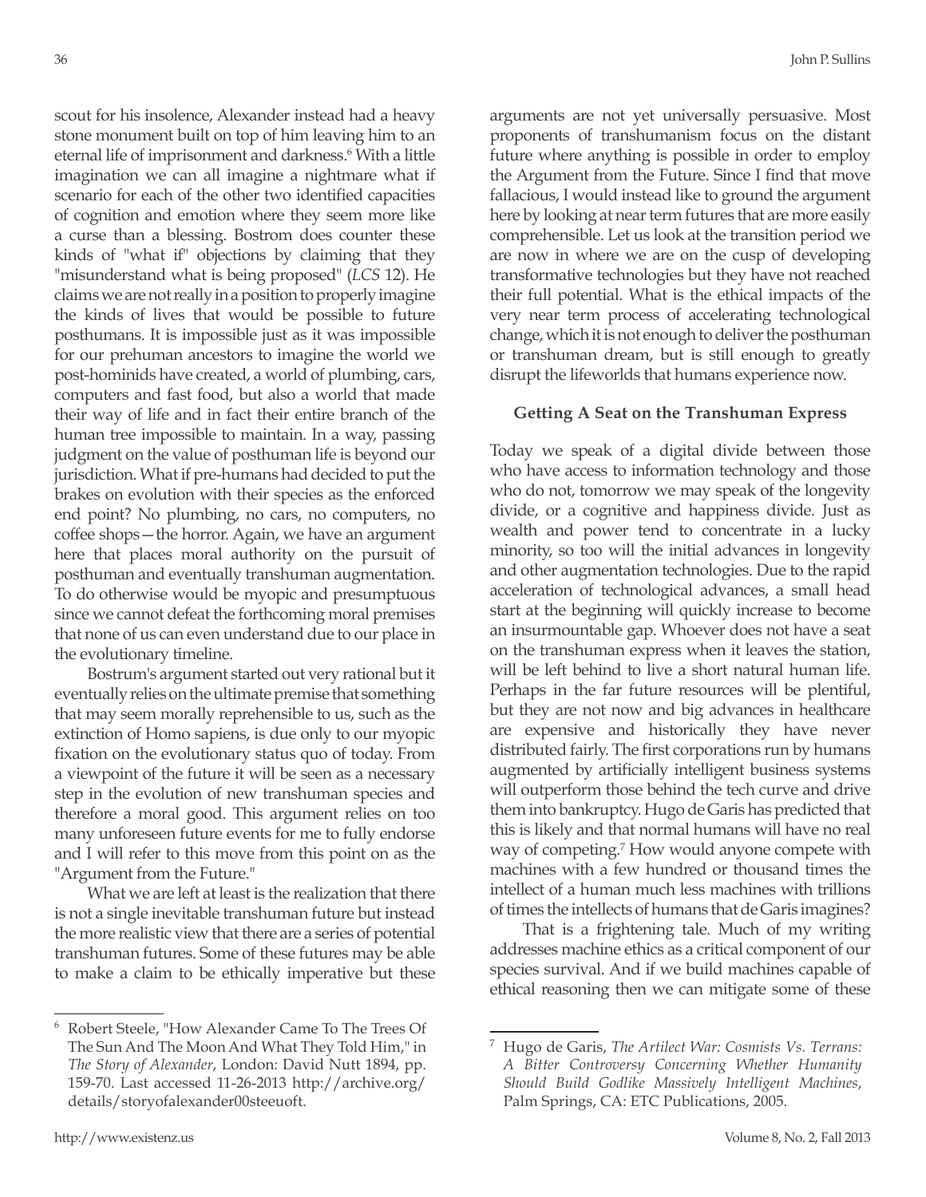scout for his insolence, Alexander instead had a heavy stone monument built on top of him leaving him to an eternal life of imprisonment and darkness.[6] With a little imagination we can all imagine a nightmare what if scenario for each of the other two identified capacities of cognition and emotion where they seem more like a curse than a blessing. Bostrom does counter these kinds of "what if" objections by claiming that they "misunderstand what is being proposed" (*LCS* 12). He claims we are not really in a position to properly imagine the kinds of lives that would be possible to future posthumans. It is impossible just as it was impossible for our prehuman ancestors to imagine the world we post-hominids have created, a world of plumbing, cars, computers and fast food, but also a world that made their way of life and in fact their entire branch of the human tree impossible to maintain. In a way, passing judgment on the value of posthuman life is beyond our jurisdiction. What if pre-humans had decided to put the brakes on evolution with their species as the enforced end point? No plumbing, no cars, no computers, no coffee shops—the horror. Again, we have an argument here that places moral authority on the pursuit of posthuman and eventually transhuman augmentation. To do otherwise would be myopic and presumptuous since we cannot defeat the forthcoming moral premises that none of us can even understand due to our place in the evolutionary timeline.

Bostrum's argument started out very rational but it eventually relies on the ultimate premise that something that may seem morally reprehensible to us, such as the extinction of Homo sapiens, is due only to our myopic fixation on the evolutionary status quo of today. From a viewpoint of the future it will be seen as a necessary step in the evolution of new transhuman species and therefore a moral good. This argument relies on too many unforeseen future events for me to fully endorse and I will refer to this move from this point on as the "Argument from the Future."

What we are left at least is the realization that there is not a single inevitable transhuman future but instead the more realistic view that there are a series of potential transhuman futures. Some of these futures may be able to make a claim to be ethically imperative but these arguments are not yet universally persuasive. Most proponents of transhumanism focus on the distant future where anything is possible in order to employ the Argument from the Future. Since I find that move fallacious, I would instead like to ground the argument here by looking at near term futures that are more easily comprehensible. Let us look at the transition period we are now in where we are on the cusp of developing transformative technologies but they have not reached their full potential. What is the ethical impacts of the very near term process of accelerating technological change, which it is not enough to deliver the posthuman or transhuman dream, but is still enough to greatly disrupt the lifeworlds that humans experience now.

### Getting A Seat on the Transhuman Express

Today we speak of a digital divide between those who have access to information technology and those who do not, tomorrow we may speak of the longevity divide, or a cognitive and happiness divide. Just as wealth and power tend to concentrate in a lucky minority, so too will the initial advances in longevity and other augmentation technologies. Due to the rapid acceleration of technological advances, a small head start at the beginning will quickly increase to become an insurmountable gap. Whoever does not have a seat on the transhuman express when it leaves the station, will be left behind to live a short natural human life. Perhaps in the far future resources will be plentiful, but they are not now and big advances in healthcare are expensive and historically they have never distributed fairly. The first corporations run by humans augmented by artificially intelligent business systems will outperform those behind the tech curve and drive them into bankruptcy. Hugo de Garis has predicted that this is likely and that normal humans will have no real way of competing.[7] How would anyone compete with machines with a few hundred or thousand times the intellect of a human much less machines with trillions of times the intellects of humans that de Garis imagines?

That is a frightening tale. Much of my writing addresses machine ethics as a critical component of our species survival. And if we build machines capable of ethical reasoning then we can mitigate some of these

---

[6] Robert Steele, "How Alexander Came To The Trees Of The Sun And The Moon And What They Told Him," in *The Story of Alexander*, London: David Nutt 1894, pp. 159-70. Last accessed 11-26-2013 http://archive.org/details/storyofalexander00steeuoft.

[7] Hugo de Garis, *The Artilect War: Cosmists Vs. Terrans: A Bitter Controversy Concerning Whether Humanity Should Build Godlike Massively Intelligent Machines*, Palm Springs, CA: ETC Publications, 2005.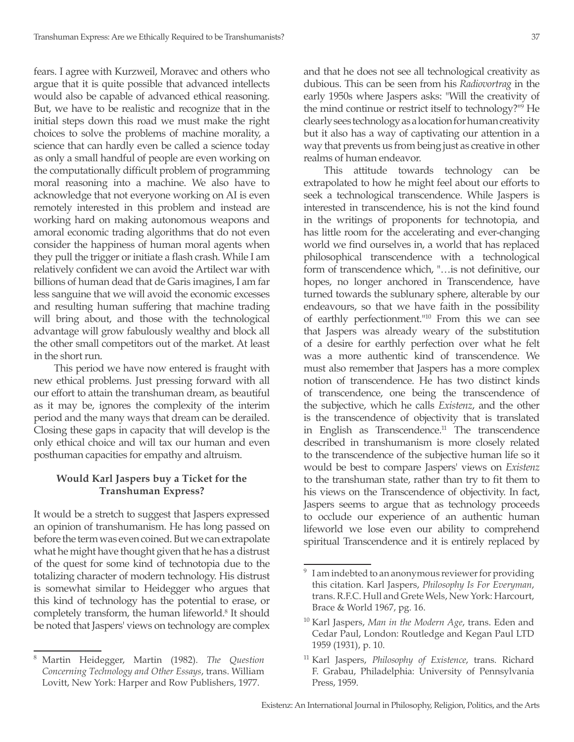fears. I agree with Kurzweil, Moravec and others who argue that it is quite possible that advanced intellects would also be capable of advanced ethical reasoning. But, we have to be realistic and recognize that in the initial steps down this road we must make the right choices to solve the problems of machine morality, a science that can hardly even be called a science today as only a small handful of people are even working on the computationally difficult problem of programming moral reasoning into a machine. We also have to acknowledge that not everyone working on AI is even remotely interested in this problem and instead are working hard on making autonomous weapons and amoral economic trading algorithms that do not even consider the happiness of human moral agents when they pull the trigger or initiate a flash crash. While I am relatively confident we can avoid the Artilect war with billions of human dead that de Garis imagines, I am far less sanguine that we will avoid the economic excesses and resulting human suffering that machine trading will bring about, and those with the technological advantage will grow fabulously wealthy and block all the other small competitors out of the market. At least in the short run.

This period we have now entered is fraught with new ethical problems. Just pressing forward with all our effort to attain the transhuman dream, as beautiful as it may be, ignores the complexity of the interim period and the many ways that dream can be derailed. Closing these gaps in capacity that will develop is the only ethical choice and will tax our human and even posthuman capacities for empathy and altruism.

### Would Karl Jaspers buy a Ticket for the Transhuman Express?

It would be a stretch to suggest that Jaspers expressed an opinion of transhumanism. He has long passed on before the term was even coined. But we can extrapolate what he might have thought given that he has a distrust of the quest for some kind of technotopia due to the totalizing character of modern technology. His distrust is somewhat similar to Heidegger who argues that this kind of technology has the potential to erase, or completely transform, the human lifeworld.[8] It should be noted that Jaspers' views on technology are complex and that he does not see all technological creativity as dubious. This can be seen from his *Radiovortrag* in the early 1950s where Jaspers asks: "Will the creativity of the mind continue or restrict itself to technology?"[9] He clearly sees technology as a location for human creativity but it also has a way of captivating our attention in a way that prevents us from being just as creative in other realms of human endeavor.

This attitude towards technology can be extrapolated to how he might feel about our efforts to seek a technological transcendence. While Jaspers is interested in transcendence, his is not the kind found in the writings of proponents for technotopia, and has little room for the accelerating and ever-changing world we find ourselves in, a world that has replaced philosophical transcendence with a technological form of transcendence which, "…is not definitive, our hopes, no longer anchored in Transcendence, have turned towards the sublunary sphere, alterable by our endeavours, so that we have faith in the possibility of earthly perfectionment."[10] From this we can see that Jaspers was already weary of the substitution of a desire for earthly perfection over what he felt was a more authentic kind of transcendence. We must also remember that Jaspers has a more complex notion of transcendence. He has two distinct kinds of transcendence, one being the transcendence of the subjective, which he calls *Existenz*, and the other is the transcendence of objectivity that is translated in English as Transcendence.[11] The transcendence described in transhumanism is more closely related to the transcendence of the subjective human life so it would be best to compare Jaspers' views on *Existenz* to the transhuman state, rather than try to fit them to his views on the Transcendence of objectivity. In fact, Jaspers seems to argue that as technology proceeds to occlude our experience of an authentic human lifeworld we lose even our ability to comprehend spiritual Transcendence and it is entirely replaced by

---

[8] Martin Heidegger, Martin (1982). *The Question Concerning Technology and Other Essays*, trans. William Lovitt, New York: Harper and Row Publishers, 1977.

[9] I am indebted to an anonymous reviewer for providing this citation. Karl Jaspers, *Philosophy Is For Everyman*, trans. R.F.C. Hull and Grete Wels, New York: Harcourt, Brace & World 1967, pg. 16.

[10] Karl Jaspers, *Man in the Modern Age*, trans. Eden and Cedar Paul, London: Routledge and Kegan Paul LTD 1959 (1931), p. 10.

[11] Karl Jaspers, *Philosophy of Existence*, trans. Richard F. Grabau, Philadelphia: University of Pennsylvania Press, 1959.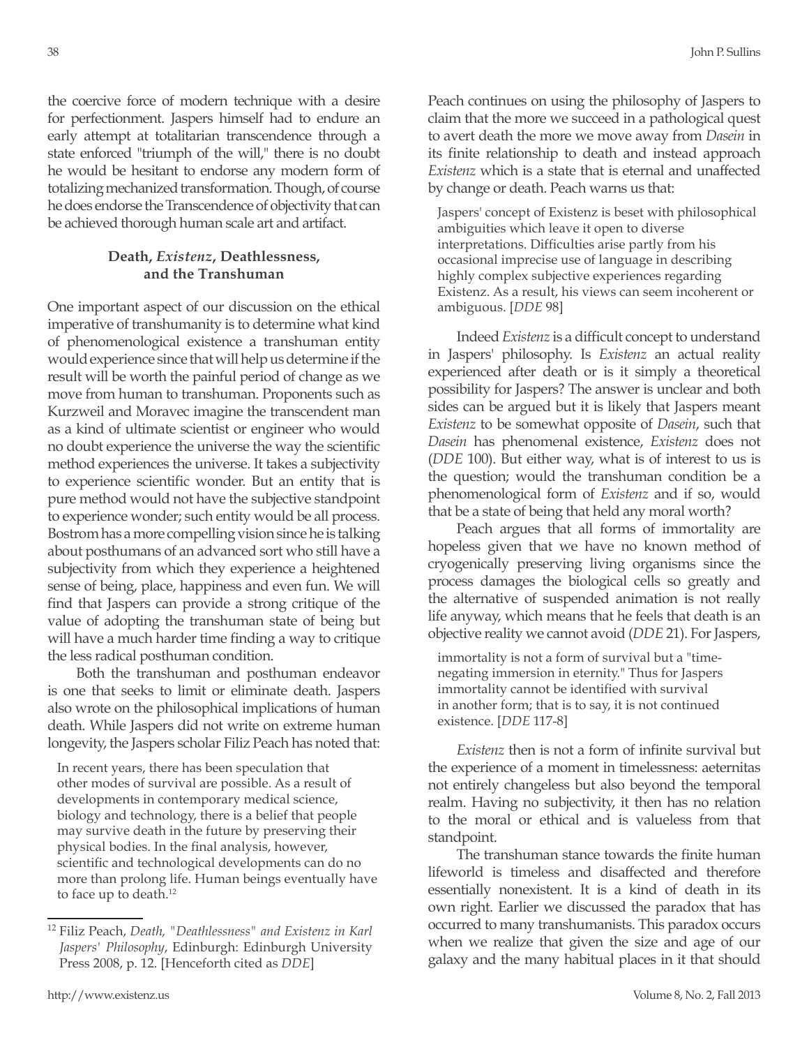the coercive force of modern technique with a desire for perfectionment. Jaspers himself had to endure an early attempt at totalitarian transcendence through a state enforced "triumph of the will," there is no doubt he would be hesitant to endorse any modern form of totalizing mechanized transformation. Though, of course he does endorse the Transcendence of objectivity that can be achieved thorough human scale art and artifact.

### Death, *Existenz*, Deathlessness, and the Transhuman

One important aspect of our discussion on the ethical imperative of transhumanity is to determine what kind of phenomenological existence a transhuman entity would experience since that will help us determine if the result will be worth the painful period of change as we move from human to transhuman. Proponents such as Kurzweil and Moravec imagine the transcendent man as a kind of ultimate scientist or engineer who would no doubt experience the universe the way the scientific method experiences the universe. It takes a subjectivity to experience scientific wonder. But an entity that is pure method would not have the subjective standpoint to experience wonder; such entity would be all process. Bostrom has a more compelling vision since he is talking about posthumans of an advanced sort who still have a subjectivity from which they experience a heightened sense of being, place, happiness and even fun. We will find that Jaspers can provide a strong critique of the value of adopting the transhuman state of being but will have a much harder time finding a way to critique the less radical posthuman condition.

Both the transhuman and posthuman endeavor is one that seeks to limit or eliminate death. Jaspers also wrote on the philosophical implications of human death. While Jaspers did not write on extreme human longevity, the Jaspers scholar Filiz Peach has noted that:

> In recent years, there has been speculation that other modes of survival are possible. As a result of developments in contemporary medical science, biology and technology, there is a belief that people may survive death in the future by preserving their physical bodies. In the final analysis, however, scientific and technological developments can do no more than prolong life. Human beings eventually have to face up to death.[12]

Peach continues on using the philosophy of Jaspers to claim that the more we succeed in a pathological quest to avert death the more we move away from *Dasein* in its finite relationship to death and instead approach *Existenz* which is a state that is eternal and unaffected by change or death. Peach warns us that:

> Jaspers' concept of Existenz is beset with philosophical ambiguities which leave it open to diverse interpretations. Difficulties arise partly from his occasional imprecise use of language in describing highly complex subjective experiences regarding Existenz. As a result, his views can seem incoherent or ambiguous. [*DDE* 98]

Indeed *Existenz* is a difficult concept to understand in Jaspers' philosophy. Is *Existenz* an actual reality experienced after death or is it simply a theoretical possibility for Jaspers? The answer is unclear and both sides can be argued but it is likely that Jaspers meant *Existenz* to be somewhat opposite of *Dasein*, such that *Dasein* has phenomenal existence, *Existenz* does not (*DDE* 100). But either way, what is of interest to us is the question; would the transhuman condition be a phenomenological form of *Existenz* and if so, would that be a state of being that held any moral worth?

Peach argues that all forms of immortality are hopeless given that we have no known method of cryogenically preserving living organisms since the process damages the biological cells so greatly and the alternative of suspended animation is not really life anyway, which means that he feels that death is an objective reality we cannot avoid (*DDE* 21). For Jaspers,

> immortality is not a form of survival but a "time-negating immersion in eternity." Thus for Jaspers immortality cannot be identified with survival in another form; that is to say, it is not continued existence. [*DDE* 117-8]

*Existenz* then is not a form of infinite survival but the experience of a moment in timelessness: aeternitas not entirely changeless but also beyond the temporal realm. Having no subjectivity, it then has no relation to the moral or ethical and is valueless from that standpoint.

The transhuman stance towards the finite human lifeworld is timeless and disaffected and therefore essentially nonexistent. It is a kind of death in its own right. Earlier we discussed the paradox that has occurred to many transhumanists. This paradox occurs when we realize that given the size and age of our galaxy and the many habitual places in it that should

---

[12] Filiz Peach, *Death, "Deathlessness" and Existenz in Karl Jaspers' Philosophy*, Edinburgh: Edinburgh University Press 2008, p. 12. [Henceforth cited as *DDE*]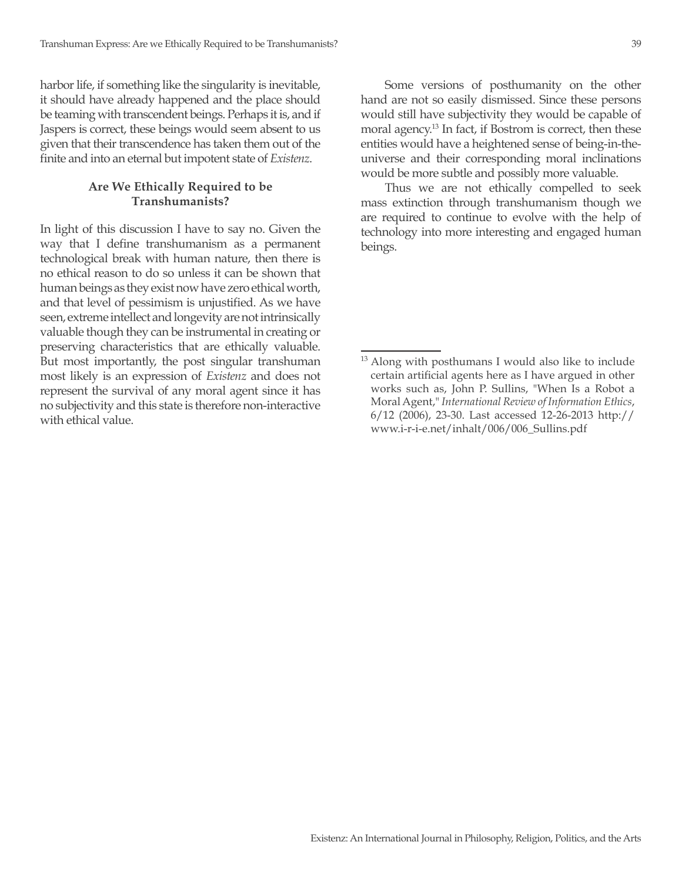harbor life, if something like the singularity is inevitable, it should have already happened and the place should be teaming with transcendent beings. Perhaps it is, and if Jaspers is correct, these beings would seem absent to us given that their transcendence has taken them out of the finite and into an eternal but impotent state of *Existenz*.

### Are We Ethically Required to be Transhumanists?

In light of this discussion I have to say no. Given the way that I define transhumanism as a permanent technological break with human nature, then there is no ethical reason to do so unless it can be shown that human beings as they exist now have zero ethical worth, and that level of pessimism is unjustified. As we have seen, extreme intellect and longevity are not intrinsically valuable though they can be instrumental in creating or preserving characteristics that are ethically valuable. But most importantly, the post singular transhuman most likely is an expression of *Existenz* and does not represent the survival of any moral agent since it has no subjectivity and this state is therefore non-interactive with ethical value.

Some versions of posthumanity on the other hand are not so easily dismissed. Since these persons would still have subjectivity they would be capable of moral agency.[13] In fact, if Bostrom is correct, then these entities would have a heightened sense of being-in-the-universe and their corresponding moral inclinations would be more subtle and possibly more valuable.

Thus we are not ethically compelled to seek mass extinction through transhumanism though we are required to continue to evolve with the help of technology into more interesting and engaged human beings.

---

[13] Along with posthumans I would also like to include certain artificial agents here as I have argued in other works such as, John P. Sullins, "When Is a Robot a Moral Agent," *International Review of Information Ethics*, 6/12 (2006), 23-30. Last accessed 12-26-2013 http://www.i-r-i-e.net/inhalt/006/006_Sullins.pdf